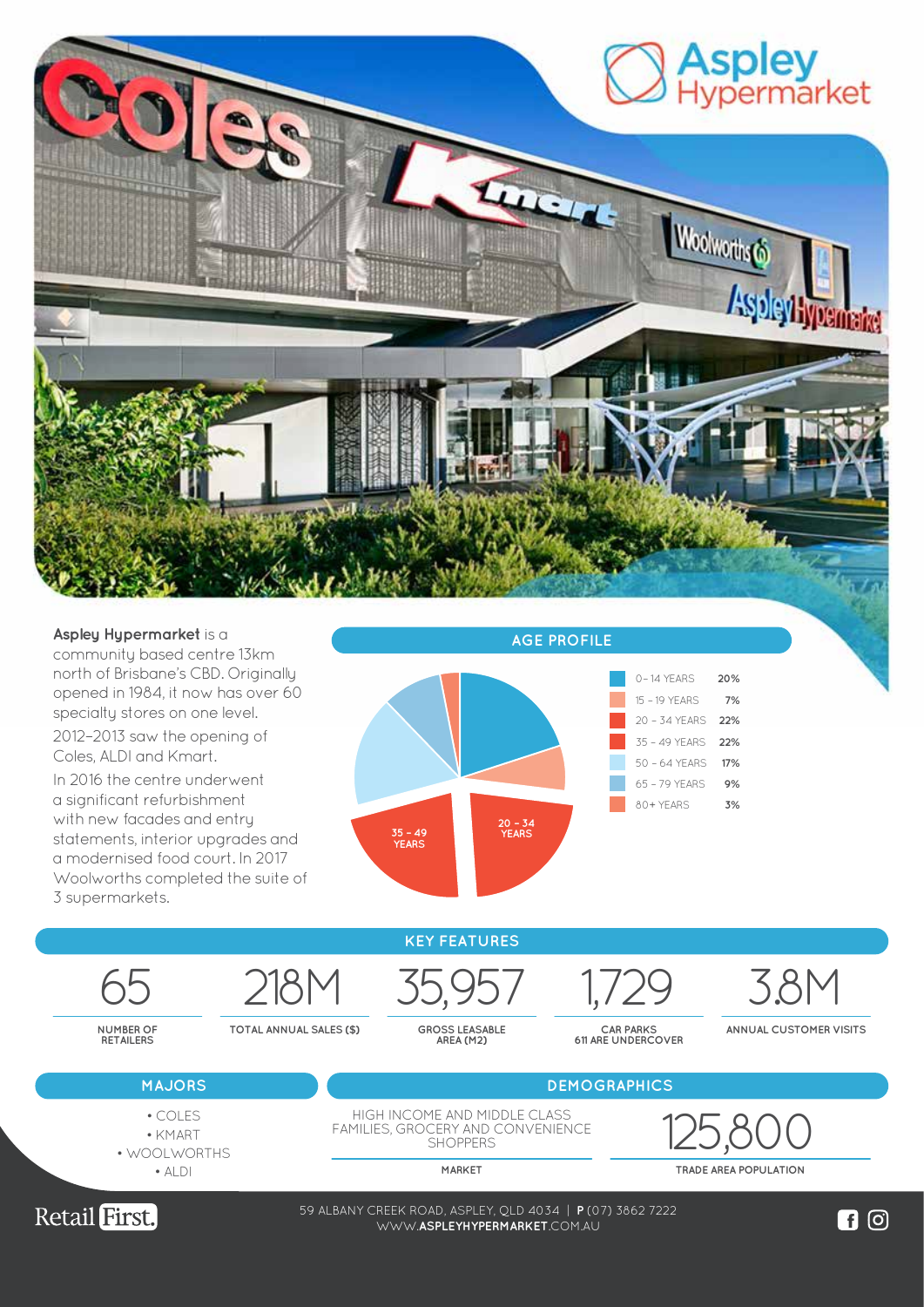# Aspley Hypermarket

**Aspley Hypermarket** is a community based centre 13km north of Brisbane's CBD. Originally opened in 1984, it now has over 60 specialty stores on one level.

2012–2013 saw the opening of Coles, ALDI and Kmart.

In 2016 the centre underwent a significant refurbishment with new facades and entry statements, interior upgrades and a modernised food court. In 2017 Woolworths completed the suite of 3 supermarkets.

## AGE PROFILE

| Age | % |
| --- | --- |
| 0 – 14 YEARS | 20% |
| 15 – 19 YEARS | 7% |
| 20 – 34 YEARS | 22% |
| 35 – 49 YEARS | 22% |
| 50 – 64 YEARS | 17% |
| 65 – 79 YEARS | 9% |
| 80+ YEARS | 3% |

## KEY FEATURES

| 65 | 218M | 35,957 | 1,729 | 3.8M |
| --- | --- | --- | --- | --- |
| NUMBER OF RETAILERS | TOTAL ANNUAL SALES ($) | GROSS LEASABLE AREA (M2) | CAR PARKS 611 ARE UNDERCOVER | ANNUAL CUSTOMER VISITS |

## MAJORS

- COLES
- KMART
- WOOLWORTHS
- ALDI

## DEMOGRAPHICS

**MARKET:** HIGH INCOME AND MIDDLE CLASS FAMILIES, GROCERY AND CONVENIENCE SHOPPERS

**TRADE AREA POPULATION:** 125,800

Retail First.

59 ALBANY CREEK ROAD, ASPLEY, QLD 4034 | **P** (07) 3862 7222
WWW.**ASPLEYHYPERMARKET**.COM.AU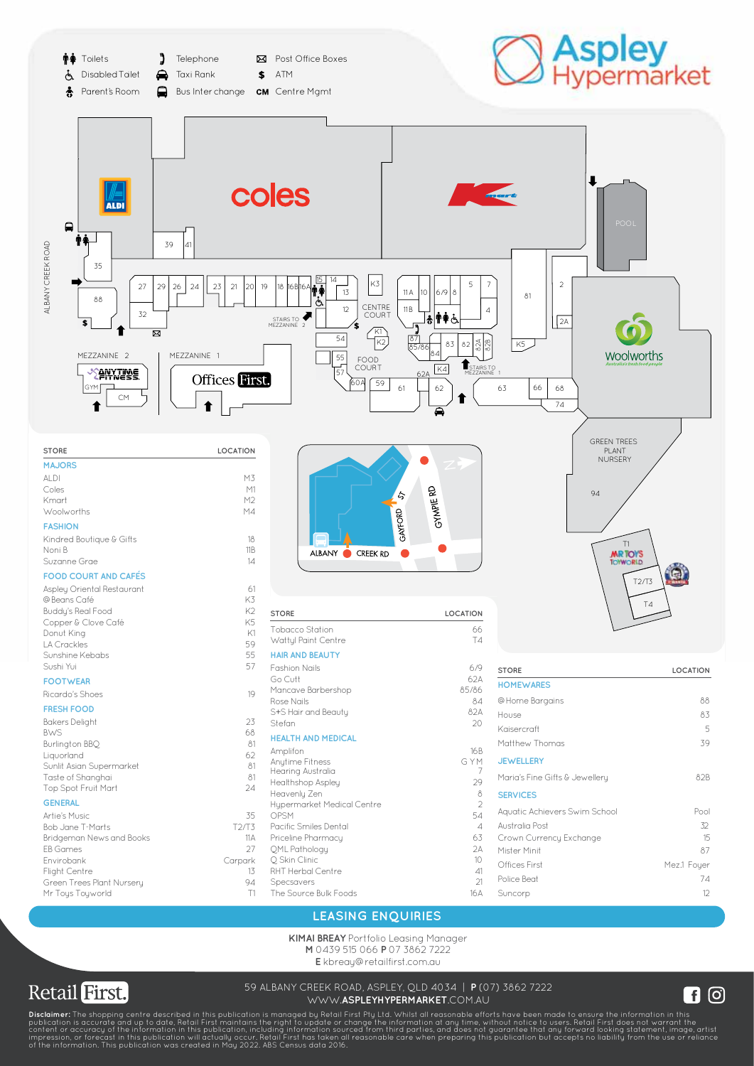# Aspley Hypermarket

Toilets | Telephone | Post Office Boxes
Disabled Tolet | Taxi Rank | ATM
Parent's Room | Bus Inter change | CM Centre Mgmt

| STORE | LOCATION |
|---|---|
| **MAJORS** | |
| ALDI | M3 |
| Coles | M1 |
| Kmart | M2 |
| Woolworths | M4 |
| **FASHION** | |
| Kindred Boutique & Gifts | 18 |
| Noni B | 11B |
| Suzanne Grae | 14 |
| **FOOD COURT AND CAFÉS** | |
| Aspley Oriental Restaurant | 61 |
| @Beans Café | K3 |
| Buddy's Real Food | K2 |
| Copper & Clove Café | K5 |
| Donut King | K1 |
| LA Crackles | 59 |
| Sunshine Kebabs | 55 |
| Sushi Yui | 57 |
| **FOOTWEAR** | |
| Ricardo's Shoes | 19 |
| **FRESH FOOD** | |
| Bakers Delight | 23 |
| BWS | 68 |
| Burlington BBQ | 81 |
| Liquorland | 62 |
| Sunlit Asian Supermarket | 81 |
| Taste of Shanghai | 81 |
| Top Spot Fruit Mart | 24 |
| **GENERAL** | |
| Artie's Music | 35 |
| Bob Jane T-Marts | T2/T3 |
| Bridgeman News and Books | 11A |
| EB Games | 27 |
| Envirobank | Carpark |
| Flight Centre | 13 |
| Green Trees Plant Nursery | 94 |
| Mr Toys Toyworld | T1 |

| STORE | LOCATION |
|---|---|
| Tobacco Station | 66 |
| Wattyl Paint Centre | T4 |
| **HAIR AND BEAUTY** | |
| Fashion Nails | 6/9 |
| Go Cutt | 62A |
| Mancave Barbershop | 85/86 |
| Rose Nails | 84 |
| S+S Hair and Beauty | 82A |
| Stefan | 20 |
| **HEALTH AND MEDICAL** | |
| Amplifon | 16B |
| Anytime Fitness | GYM |
| Hearing Australia | 7 |
| Healthshop Aspley | 29 |
| Heavenly Zen | 8 |
| Hypermarket Medical Centre | 2 |
| OPSM | 54 |
| Pacific Smiles Dental | 4 |
| Priceline Pharmacy | 63 |
| QML Pathology | 2A |
| Q Skin Clinic | 10 |
| RHT Herbal Centre | 41 |
| Specsavers | 21 |
| The Source Bulk Foods | 16A |

| STORE | LOCATION |
|---|---|
| **HOMEWARES** | |
| @Home Bargains | 88 |
| House | 83 |
| Kaisercraft | 5 |
| Matthew Thomas | 39 |
| **JEWELLERY** | |
| Maria's Fine Gifts & Jewellery | 82B |
| **SERVICES** | |
| Aquatic Achievers Swim School | Pool |
| Australia Post | 32 |
| Crown Currency Exchange | 15 |
| Mister Minit | 87 |
| Offices First | Mez.1 Foyer |
| Police Beat | 74 |
| Suncorp | 12 |

## LEASING ENQUIRIES

**KIMAI BREAY** Portfolio Leasing Manager
**M** 0439 515 066 **P** 07 3862 7222
**E** kbreay@retailfirst.com.au

Retail First.

59 ALBANY CREEK ROAD, ASPLEY, QLD 4034 | **P** (07) 3862 7222
WWW.**ASPLEYHYPERMARKET**.COM.AU

**Disclaimer:** The shopping centre described in this publication is managed by Retail First Pty Ltd. Whilst all reasonable efforts have been made to ensure the information in this publication is accurate and up to date, Retail First maintains the right to update or change the information at any time, without notice to users. Retail First does not warrant the content or accuracy of the information in this publication, including information sourced from third parties, and does not guarantee that any forward looking statement, image, artist impression, or forecast in this publication will actually occur. Retail First has taken all reasonable care when preparing this publication but accepts no liability from the use or reliance of the information. This publication was created in May 2022. ABS Census data 2016.